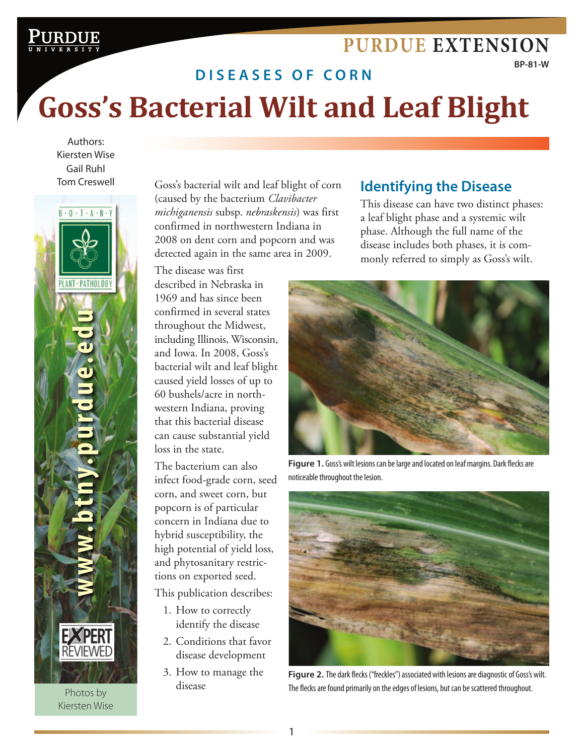# Goss's Bacterial Wilt and Leaf Blight

DISEASES OF CORN

BP-81-W

Authors:
Kiersten Wise
Gail Ruhl
Tom Creswell

Goss's bacterial wilt and leaf blight of corn (caused by the bacterium *Clavibacter michiganensis* subsp. *nebraskensis*) was first confirmed in northwestern Indiana in 2008 on dent corn and popcorn and was detected again in the same area in 2009.

The disease was first described in Nebraska in 1969 and has since been confirmed in several states throughout the Midwest, including Illinois, Wisconsin, and Iowa. In 2008, Goss's bacterial wilt and leaf blight caused yield losses of up to 60 bushels/acre in northwestern Indiana, proving that this bacterial disease can cause substantial yield loss in the state.

The bacterium can also infect food-grade corn, seed corn, and sweet corn, but popcorn is of particular concern in Indiana due to hybrid susceptibility, the high potential of yield loss, and phytosanitary restrictions on exported seed.

This publication describes:

1. How to correctly identify the disease
2. Conditions that favor disease development
3. How to manage the disease

## Identifying the Disease

This disease can have two distinct phases: a leaf blight phase and a systemic wilt phase. Although the full name of the disease includes both phases, it is commonly referred to simply as Goss's wilt.

**Figure 1.** Goss's wilt lesions can be large and located on leaf margins. Dark flecks are noticeable throughout the lesion.

**Figure 2.** The dark flecks ("freckles") associated with lesions are diagnostic of Goss's wilt. The flecks are found primarily on the edges of lesions, but can be scattered throughout.

Photos by Kiersten Wise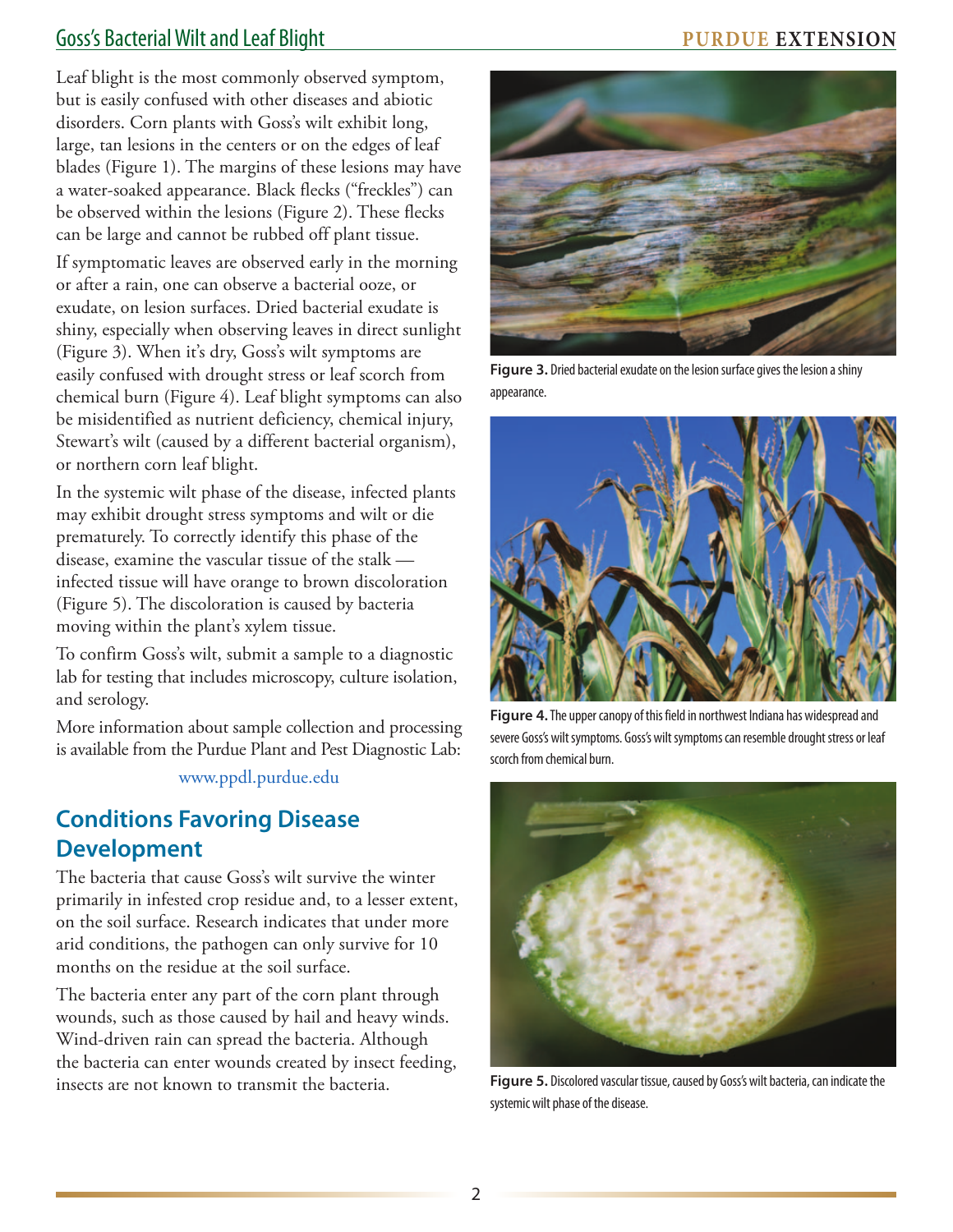Leaf blight is the most commonly observed symptom, but is easily confused with other diseases and abiotic disorders. Corn plants with Goss's wilt exhibit long, large, tan lesions in the centers or on the edges of leaf blades (Figure 1). The margins of these lesions may have a water-soaked appearance. Black flecks ("freckles") can be observed within the lesions (Figure 2). These flecks can be large and cannot be rubbed off plant tissue.

If symptomatic leaves are observed early in the morning or after a rain, one can observe a bacterial ooze, or exudate, on lesion surfaces. Dried bacterial exudate is shiny, especially when observing leaves in direct sunlight (Figure 3). When it's dry, Goss's wilt symptoms are easily confused with drought stress or leaf scorch from chemical burn (Figure 4). Leaf blight symptoms can also be misidentified as nutrient deficiency, chemical injury, Stewart's wilt (caused by a different bacterial organism), or northern corn leaf blight.

In the systemic wilt phase of the disease, infected plants may exhibit drought stress symptoms and wilt or die prematurely. To correctly identify this phase of the disease, examine the vascular tissue of the stalk — infected tissue will have orange to brown discoloration (Figure 5). The discoloration is caused by bacteria moving within the plant's xylem tissue.

To confirm Goss's wilt, submit a sample to a diagnostic lab for testing that includes microscopy, culture isolation, and serology.

More information about sample collection and processing is available from the Purdue Plant and Pest Diagnostic Lab:

www.ppdl.purdue.edu

## Conditions Favoring Disease Development

The bacteria that cause Goss's wilt survive the winter primarily in infested crop residue and, to a lesser extent, on the soil surface. Research indicates that under more arid conditions, the pathogen can only survive for 10 months on the residue at the soil surface.

The bacteria enter any part of the corn plant through wounds, such as those caused by hail and heavy winds. Wind-driven rain can spread the bacteria. Although the bacteria can enter wounds created by insect feeding, insects are not known to transmit the bacteria.

**Figure 3.** Dried bacterial exudate on the lesion surface gives the lesion a shiny appearance.

**Figure 4.** The upper canopy of this field in northwest Indiana has widespread and severe Goss's wilt symptoms. Goss's wilt symptoms can resemble drought stress or leaf scorch from chemical burn.

**Figure 5.** Discolored vascular tissue, caused by Goss's wilt bacteria, can indicate the systemic wilt phase of the disease.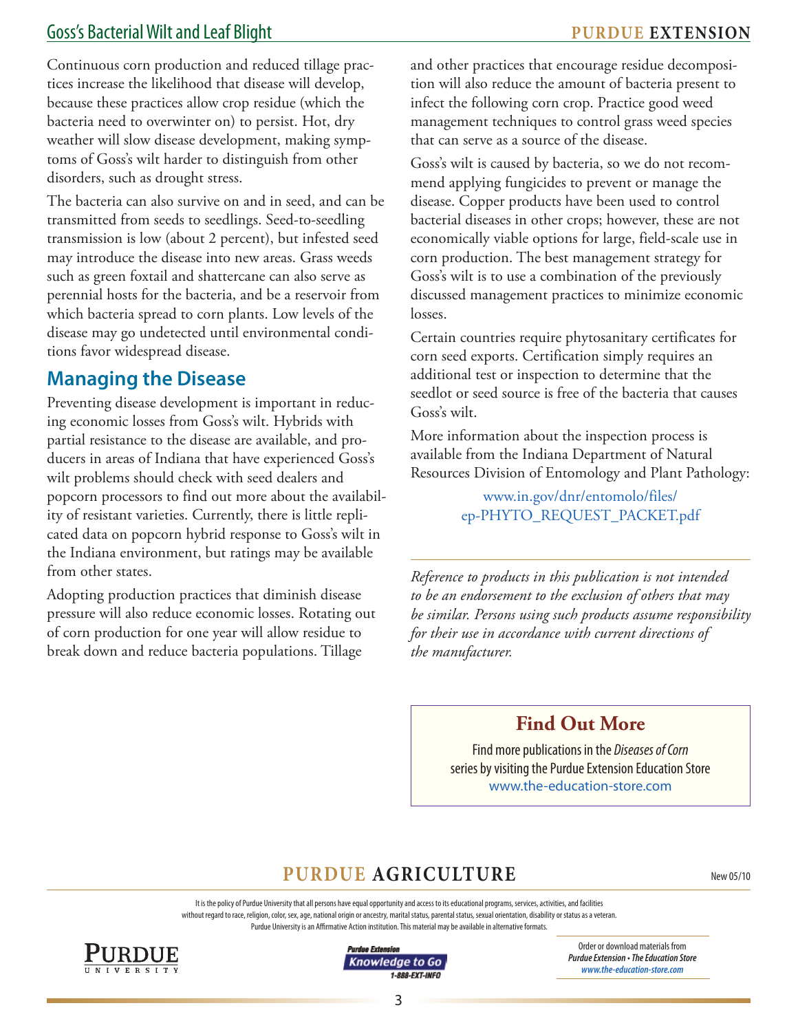Continuous corn production and reduced tillage practices increase the likelihood that disease will develop, because these practices allow crop residue (which the bacteria need to overwinter on) to persist. Hot, dry weather will slow disease development, making symptoms of Goss's wilt harder to distinguish from other disorders, such as drought stress.

The bacteria can also survive on and in seed, and can be transmitted from seeds to seedlings. Seed-to-seedling transmission is low (about 2 percent), but infested seed may introduce the disease into new areas. Grass weeds such as green foxtail and shattercane can also serve as perennial hosts for the bacteria, and be a reservoir from which bacteria spread to corn plants. Low levels of the disease may go undetected until environmental conditions favor widespread disease.

## Managing the Disease

Preventing disease development is important in reducing economic losses from Goss's wilt. Hybrids with partial resistance to the disease are available, and producers in areas of Indiana that have experienced Goss's wilt problems should check with seed dealers and popcorn processors to find out more about the availability of resistant varieties. Currently, there is little replicated data on popcorn hybrid response to Goss's wilt in the Indiana environment, but ratings may be available from other states.

Adopting production practices that diminish disease pressure will also reduce economic losses. Rotating out of corn production for one year will allow residue to break down and reduce bacteria populations. Tillage and other practices that encourage residue decomposition will also reduce the amount of bacteria present to infect the following corn crop. Practice good weed management techniques to control grass weed species that can serve as a source of the disease.

Goss's wilt is caused by bacteria, so we do not recommend applying fungicides to prevent or manage the disease. Copper products have been used to control bacterial diseases in other crops; however, these are not economically viable options for large, field-scale use in corn production. The best management strategy for Goss's wilt is to use a combination of the previously discussed management practices to minimize economic losses.

Certain countries require phytosanitary certificates for corn seed exports. Certification simply requires an additional test or inspection to determine that the seedlot or seed source is free of the bacteria that causes Goss's wilt.

More information about the inspection process is available from the Indiana Department of Natural Resources Division of Entomology and Plant Pathology:

www.in.gov/dnr/entomolo/files/ep-PHYTO_REQUEST_PACKET.pdf

---

*Reference to products in this publication is not intended to be an endorsement to the exclusion of others that may be similar. Persons using such products assume responsibility for their use in accordance with current directions of the manufacturer.*

## Find Out More

Find more publications in the *Diseases of Corn* series by visiting the Purdue Extension Education Store www.the-education-store.com

**PURDUE AGRICULTURE**

New 05/10

It is the policy of Purdue University that all persons have equal opportunity and access to its educational programs, services, activities, and facilities without regard to race, religion, color, sex, age, national origin or ancestry, marital status, parental status, sexual orientation, disability or status as a veteran. Purdue University is an Affirmative Action institution. This material may be available in alternative formats.

Purdue Extension Knowledge to Go 1-888-EXT-INFO

Order or download materials from *Purdue Extension • The Education Store* *www.the-education-store.com*